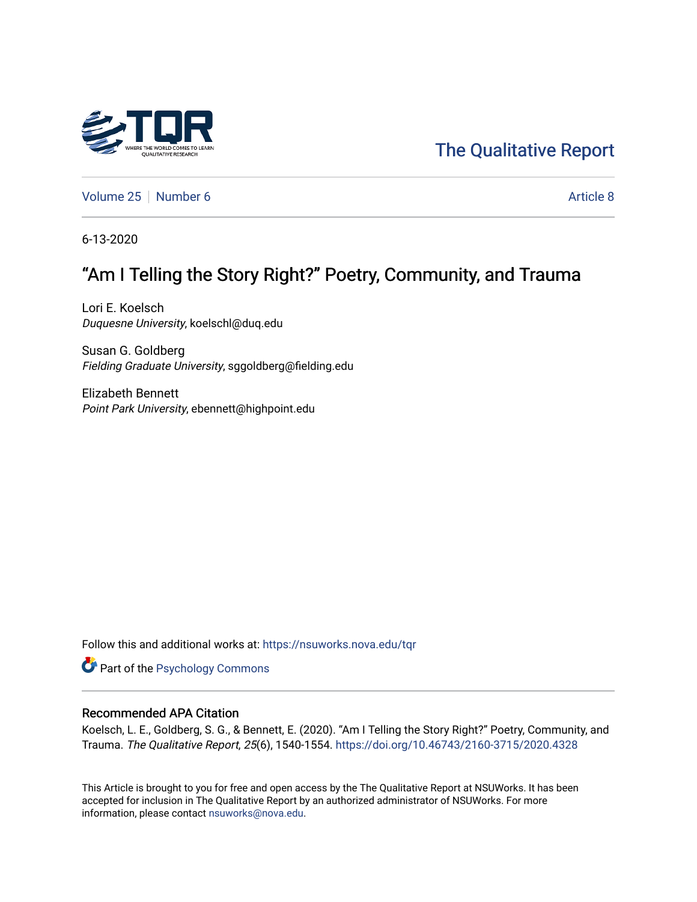The Qualitative Report

Volume 25 | Number 6 | Article 8

6-13-2020

# "Am I Telling the Story Right?" Poetry, Community, and Trauma

Lori E. Koelsch
*Duquesne University*, koelschl@duq.edu

Susan G. Goldberg
*Fielding Graduate University*, sggoldberg@fielding.edu

Elizabeth Bennett
*Point Park University*, ebennett@highpoint.edu

Follow this and additional works at: https://nsuworks.nova.edu/tqr

Part of the Psychology Commons

## Recommended APA Citation

Koelsch, L. E., Goldberg, S. G., & Bennett, E. (2020). "Am I Telling the Story Right?" Poetry, Community, and Trauma. *The Qualitative Report*, *25*(6), 1540-1554. https://doi.org/10.46743/2160-3715/2020.4328

This Article is brought to you for free and open access by the The Qualitative Report at NSUWorks. It has been accepted for inclusion in The Qualitative Report by an authorized administrator of NSUWorks. For more information, please contact nsuworks@nova.edu.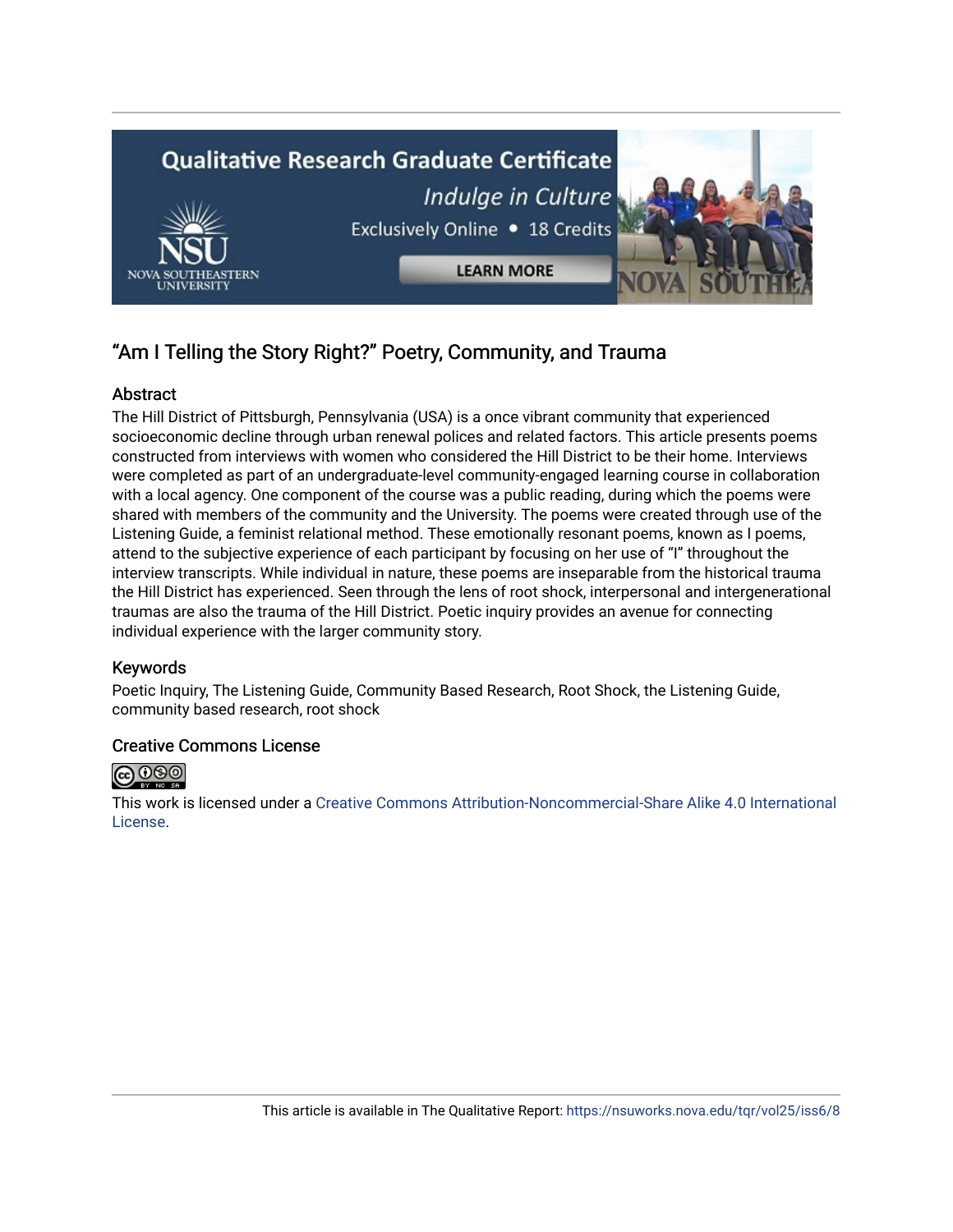## “Am I Telling the Story Right?” Poetry, Community, and Trauma

### Abstract

The Hill District of Pittsburgh, Pennsylvania (USA) is a once vibrant community that experienced socioeconomic decline through urban renewal polices and related factors. This article presents poems constructed from interviews with women who considered the Hill District to be their home. Interviews were completed as part of an undergraduate-level community-engaged learning course in collaboration with a local agency. One component of the course was a public reading, during which the poems were shared with members of the community and the University. The poems were created through use of the Listening Guide, a feminist relational method. These emotionally resonant poems, known as I poems, attend to the subjective experience of each participant by focusing on her use of “I” throughout the interview transcripts. While individual in nature, these poems are inseparable from the historical trauma the Hill District has experienced. Seen through the lens of root shock, interpersonal and intergenerational traumas are also the trauma of the Hill District. Poetic inquiry provides an avenue for connecting individual experience with the larger community story.

### Keywords

Poetic Inquiry, The Listening Guide, Community Based Research, Root Shock, the Listening Guide, community based research, root shock

### Creative Commons License

This work is licensed under a Creative Commons Attribution-Noncommercial-Share Alike 4.0 International License.

This article is available in The Qualitative Report: https://nsuworks.nova.edu/tqr/vol25/iss6/8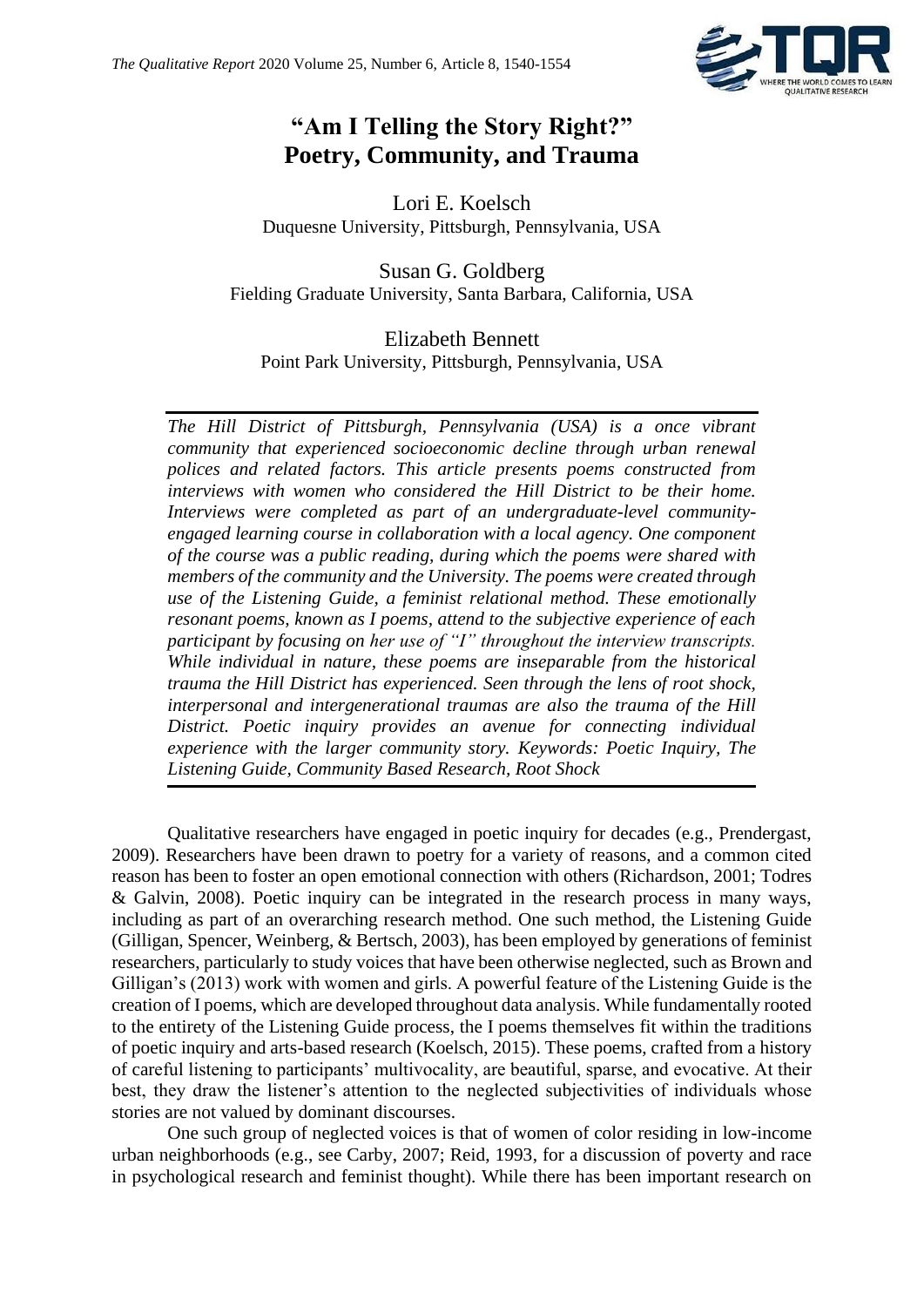# "Am I Telling the Story Right?" Poetry, Community, and Trauma

Lori E. Koelsch
Duquesne University, Pittsburgh, Pennsylvania, USA

Susan G. Goldberg
Fielding Graduate University, Santa Barbara, California, USA

Elizabeth Bennett
Point Park University, Pittsburgh, Pennsylvania, USA

*The Hill District of Pittsburgh, Pennsylvania (USA) is a once vibrant community that experienced socioeconomic decline through urban renewal polices and related factors. This article presents poems constructed from interviews with women who considered the Hill District to be their home. Interviews were completed as part of an undergraduate-level community-engaged learning course in collaboration with a local agency. One component of the course was a public reading, during which the poems were shared with members of the community and the University. The poems were created through use of the Listening Guide, a feminist relational method. These emotionally resonant poems, known as I poems, attend to the subjective experience of each participant by focusing on her use of "I" throughout the interview transcripts. While individual in nature, these poems are inseparable from the historical trauma the Hill District has experienced. Seen through the lens of root shock, interpersonal and intergenerational traumas are also the trauma of the Hill District. Poetic inquiry provides an avenue for connecting individual experience with the larger community story. Keywords: Poetic Inquiry, The Listening Guide, Community Based Research, Root Shock*

Qualitative researchers have engaged in poetic inquiry for decades (e.g., Prendergast, 2009). Researchers have been drawn to poetry for a variety of reasons, and a common cited reason has been to foster an open emotional connection with others (Richardson, 2001; Todres & Galvin, 2008). Poetic inquiry can be integrated in the research process in many ways, including as part of an overarching research method. One such method, the Listening Guide (Gilligan, Spencer, Weinberg, & Bertsch, 2003), has been employed by generations of feminist researchers, particularly to study voices that have been otherwise neglected, such as Brown and Gilligan's (2013) work with women and girls. A powerful feature of the Listening Guide is the creation of I poems, which are developed throughout data analysis. While fundamentally rooted to the entirety of the Listening Guide process, the I poems themselves fit within the traditions of poetic inquiry and arts-based research (Koelsch, 2015). These poems, crafted from a history of careful listening to participants' multivocality, are beautiful, sparse, and evocative. At their best, they draw the listener's attention to the neglected subjectivities of individuals whose stories are not valued by dominant discourses.

One such group of neglected voices is that of women of color residing in low-income urban neighborhoods (e.g., see Carby, 2007; Reid, 1993, for a discussion of poverty and race in psychological research and feminist thought). While there has been important research on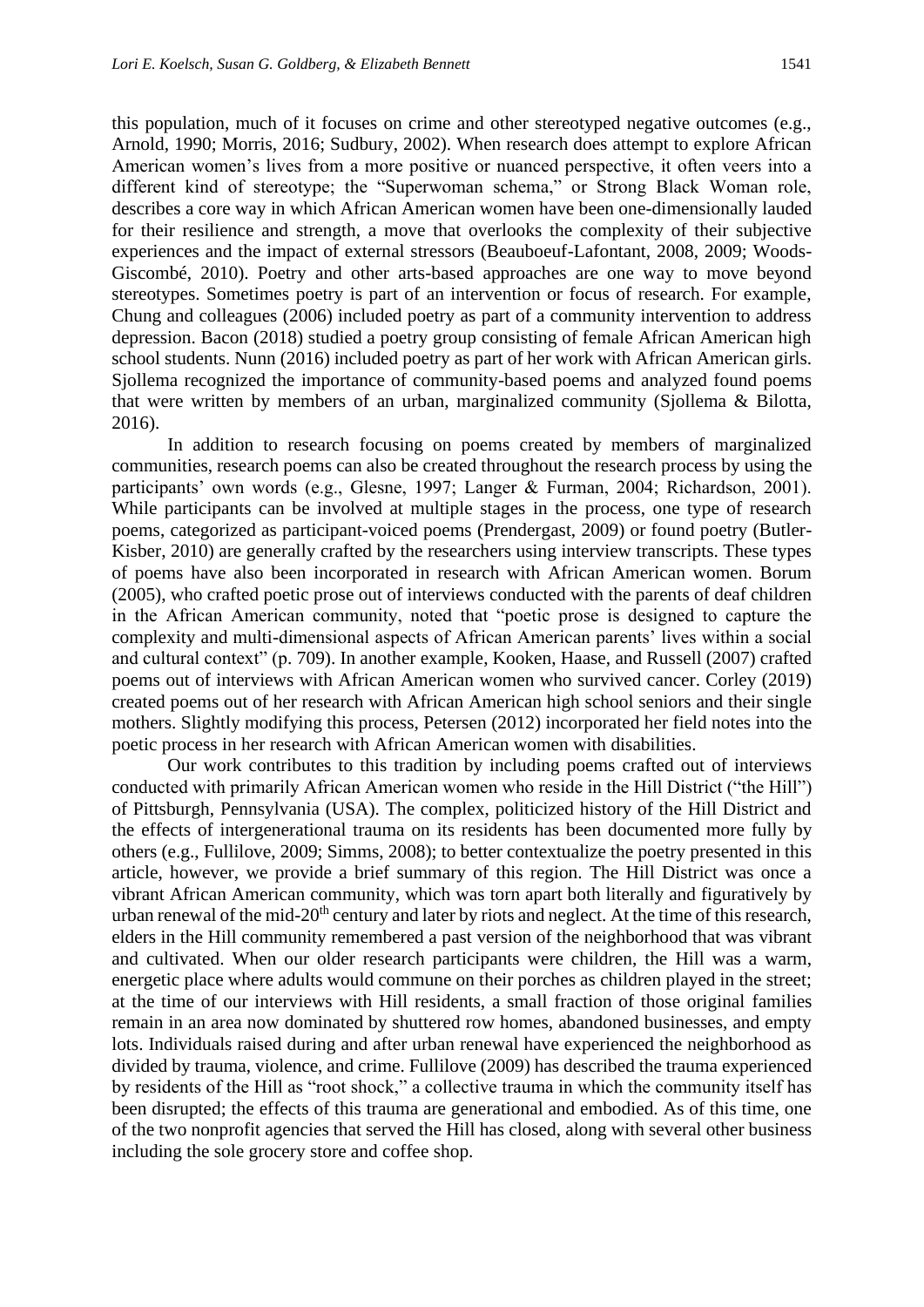this population, much of it focuses on crime and other stereotyped negative outcomes (e.g., Arnold, 1990; Morris, 2016; Sudbury, 2002). When research does attempt to explore African American women's lives from a more positive or nuanced perspective, it often veers into a different kind of stereotype; the "Superwoman schema," or Strong Black Woman role, describes a core way in which African American women have been one-dimensionally lauded for their resilience and strength, a move that overlooks the complexity of their subjective experiences and the impact of external stressors (Beauboeuf-Lafontant, 2008, 2009; Woods-Giscombé, 2010). Poetry and other arts-based approaches are one way to move beyond stereotypes. Sometimes poetry is part of an intervention or focus of research. For example, Chung and colleagues (2006) included poetry as part of a community intervention to address depression. Bacon (2018) studied a poetry group consisting of female African American high school students. Nunn (2016) included poetry as part of her work with African American girls. Sjollema recognized the importance of community-based poems and analyzed found poems that were written by members of an urban, marginalized community (Sjollema & Bilotta, 2016).

In addition to research focusing on poems created by members of marginalized communities, research poems can also be created throughout the research process by using the participants' own words (e.g., Glesne, 1997; Langer & Furman, 2004; Richardson, 2001). While participants can be involved at multiple stages in the process, one type of research poems, categorized as participant-voiced poems (Prendergast, 2009) or found poetry (Butler-Kisber, 2010) are generally crafted by the researchers using interview transcripts. These types of poems have also been incorporated in research with African American women. Borum (2005), who crafted poetic prose out of interviews conducted with the parents of deaf children in the African American community, noted that "poetic prose is designed to capture the complexity and multi-dimensional aspects of African American parents' lives within a social and cultural context" (p. 709). In another example, Kooken, Haase, and Russell (2007) crafted poems out of interviews with African American women who survived cancer. Corley (2019) created poems out of her research with African American high school seniors and their single mothers. Slightly modifying this process, Petersen (2012) incorporated her field notes into the poetic process in her research with African American women with disabilities.

Our work contributes to this tradition by including poems crafted out of interviews conducted with primarily African American women who reside in the Hill District ("the Hill") of Pittsburgh, Pennsylvania (USA). The complex, politicized history of the Hill District and the effects of intergenerational trauma on its residents has been documented more fully by others (e.g., Fullilove, 2009; Simms, 2008); to better contextualize the poetry presented in this article, however, we provide a brief summary of this region. The Hill District was once a vibrant African American community, which was torn apart both literally and figuratively by urban renewal of the mid-20th century and later by riots and neglect. At the time of this research, elders in the Hill community remembered a past version of the neighborhood that was vibrant and cultivated. When our older research participants were children, the Hill was a warm, energetic place where adults would commune on their porches as children played in the street; at the time of our interviews with Hill residents, a small fraction of those original families remain in an area now dominated by shuttered row homes, abandoned businesses, and empty lots. Individuals raised during and after urban renewal have experienced the neighborhood as divided by trauma, violence, and crime. Fullilove (2009) has described the trauma experienced by residents of the Hill as "root shock," a collective trauma in which the community itself has been disrupted; the effects of this trauma are generational and embodied. As of this time, one of the two nonprofit agencies that served the Hill has closed, along with several other business including the sole grocery store and coffee shop.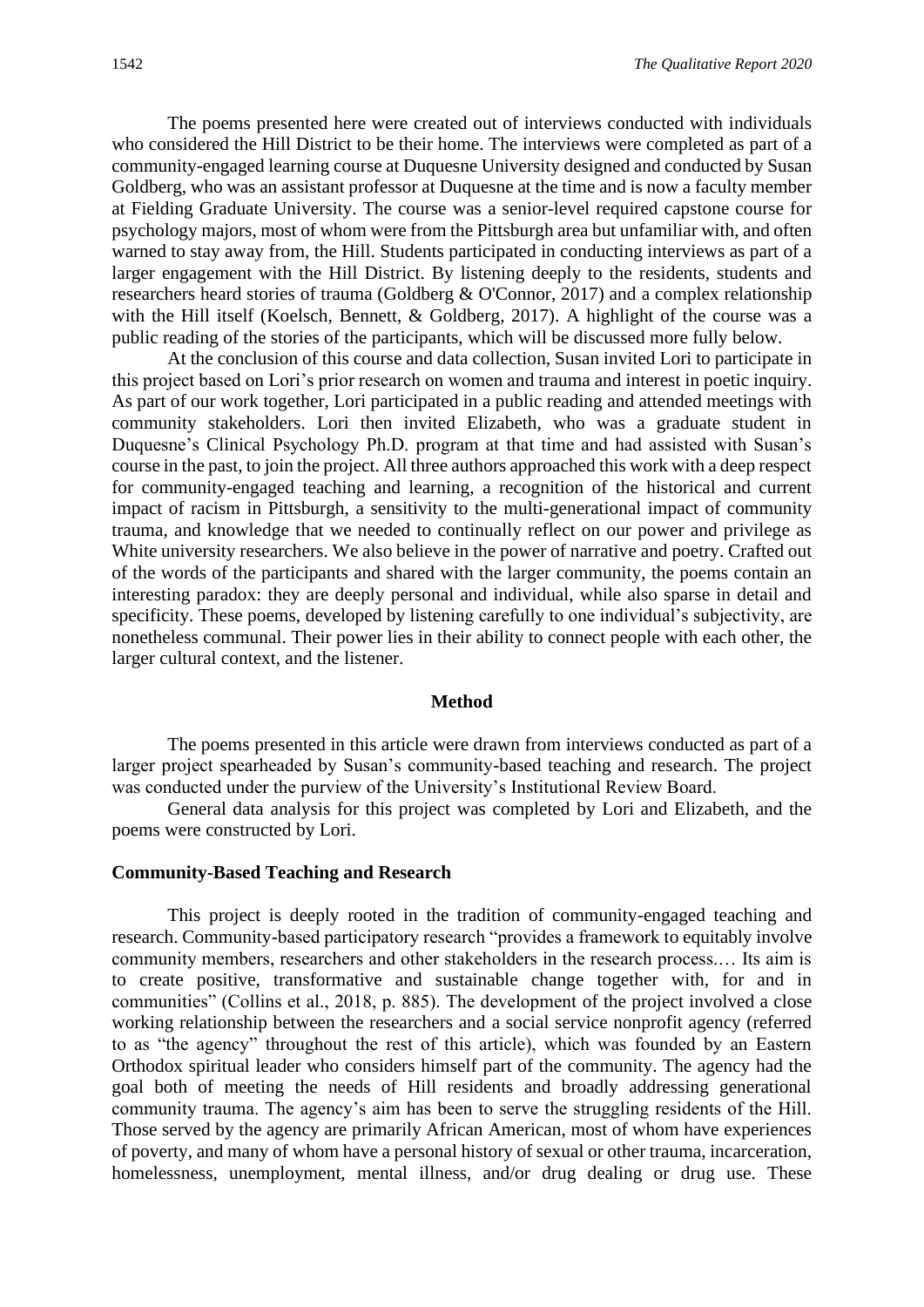The poems presented here were created out of interviews conducted with individuals who considered the Hill District to be their home. The interviews were completed as part of a community-engaged learning course at Duquesne University designed and conducted by Susan Goldberg, who was an assistant professor at Duquesne at the time and is now a faculty member at Fielding Graduate University. The course was a senior-level required capstone course for psychology majors, most of whom were from the Pittsburgh area but unfamiliar with, and often warned to stay away from, the Hill. Students participated in conducting interviews as part of a larger engagement with the Hill District. By listening deeply to the residents, students and researchers heard stories of trauma (Goldberg & O'Connor, 2017) and a complex relationship with the Hill itself (Koelsch, Bennett, & Goldberg, 2017). A highlight of the course was a public reading of the stories of the participants, which will be discussed more fully below.

At the conclusion of this course and data collection, Susan invited Lori to participate in this project based on Lori's prior research on women and trauma and interest in poetic inquiry. As part of our work together, Lori participated in a public reading and attended meetings with community stakeholders. Lori then invited Elizabeth, who was a graduate student in Duquesne's Clinical Psychology Ph.D. program at that time and had assisted with Susan's course in the past, to join the project. All three authors approached this work with a deep respect for community-engaged teaching and learning, a recognition of the historical and current impact of racism in Pittsburgh, a sensitivity to the multi-generational impact of community trauma, and knowledge that we needed to continually reflect on our power and privilege as White university researchers. We also believe in the power of narrative and poetry. Crafted out of the words of the participants and shared with the larger community, the poems contain an interesting paradox: they are deeply personal and individual, while also sparse in detail and specificity. These poems, developed by listening carefully to one individual's subjectivity, are nonetheless communal. Their power lies in their ability to connect people with each other, the larger cultural context, and the listener.

## Method

The poems presented in this article were drawn from interviews conducted as part of a larger project spearheaded by Susan's community-based teaching and research. The project was conducted under the purview of the University's Institutional Review Board.

General data analysis for this project was completed by Lori and Elizabeth, and the poems were constructed by Lori.

### Community-Based Teaching and Research

This project is deeply rooted in the tradition of community-engaged teaching and research. Community-based participatory research "provides a framework to equitably involve community members, researchers and other stakeholders in the research process.… Its aim is to create positive, transformative and sustainable change together with, for and in communities" (Collins et al., 2018, p. 885). The development of the project involved a close working relationship between the researchers and a social service nonprofit agency (referred to as "the agency" throughout the rest of this article), which was founded by an Eastern Orthodox spiritual leader who considers himself part of the community. The agency had the goal both of meeting the needs of Hill residents and broadly addressing generational community trauma. The agency's aim has been to serve the struggling residents of the Hill. Those served by the agency are primarily African American, most of whom have experiences of poverty, and many of whom have a personal history of sexual or other trauma, incarceration, homelessness, unemployment, mental illness, and/or drug dealing or drug use. These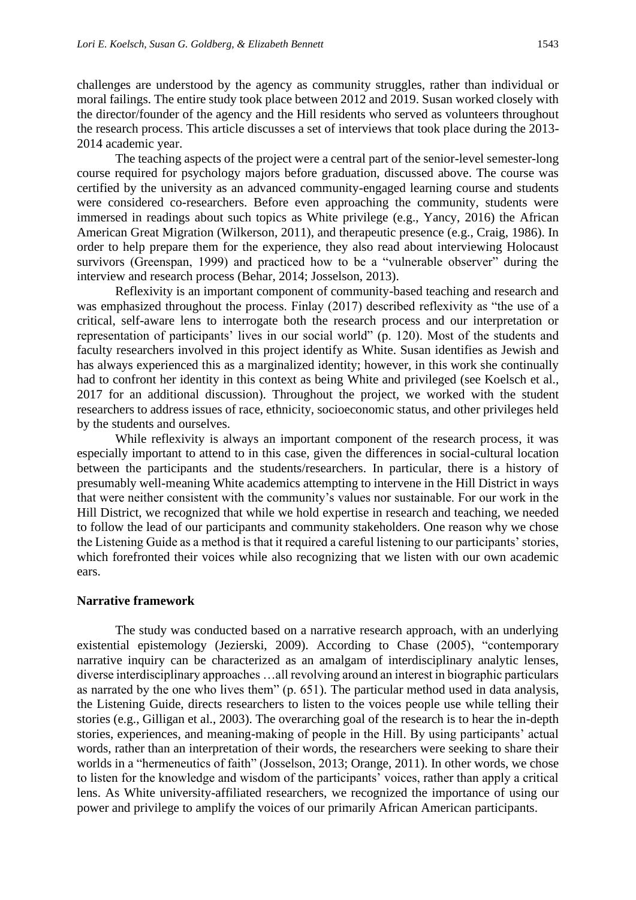challenges are understood by the agency as community struggles, rather than individual or moral failings. The entire study took place between 2012 and 2019. Susan worked closely with the director/founder of the agency and the Hill residents who served as volunteers throughout the research process. This article discusses a set of interviews that took place during the 2013-2014 academic year.

The teaching aspects of the project were a central part of the senior-level semester-long course required for psychology majors before graduation, discussed above. The course was certified by the university as an advanced community-engaged learning course and students were considered co-researchers. Before even approaching the community, students were immersed in readings about such topics as White privilege (e.g., Yancy, 2016) the African American Great Migration (Wilkerson, 2011), and therapeutic presence (e.g., Craig, 1986). In order to help prepare them for the experience, they also read about interviewing Holocaust survivors (Greenspan, 1999) and practiced how to be a "vulnerable observer" during the interview and research process (Behar, 2014; Josselson, 2013).

Reflexivity is an important component of community-based teaching and research and was emphasized throughout the process. Finlay (2017) described reflexivity as "the use of a critical, self-aware lens to interrogate both the research process and our interpretation or representation of participants' lives in our social world" (p. 120). Most of the students and faculty researchers involved in this project identify as White. Susan identifies as Jewish and has always experienced this as a marginalized identity; however, in this work she continually had to confront her identity in this context as being White and privileged (see Koelsch et al., 2017 for an additional discussion). Throughout the project, we worked with the student researchers to address issues of race, ethnicity, socioeconomic status, and other privileges held by the students and ourselves.

While reflexivity is always an important component of the research process, it was especially important to attend to in this case, given the differences in social-cultural location between the participants and the students/researchers. In particular, there is a history of presumably well-meaning White academics attempting to intervene in the Hill District in ways that were neither consistent with the community's values nor sustainable. For our work in the Hill District, we recognized that while we hold expertise in research and teaching, we needed to follow the lead of our participants and community stakeholders. One reason why we chose the Listening Guide as a method is that it required a careful listening to our participants' stories, which forefronted their voices while also recognizing that we listen with our own academic ears.

### Narrative framework

The study was conducted based on a narrative research approach, with an underlying existential epistemology (Jezierski, 2009). According to Chase (2005), "contemporary narrative inquiry can be characterized as an amalgam of interdisciplinary analytic lenses, diverse interdisciplinary approaches …all revolving around an interest in biographic particulars as narrated by the one who lives them" (p. 651). The particular method used in data analysis, the Listening Guide, directs researchers to listen to the voices people use while telling their stories (e.g., Gilligan et al., 2003). The overarching goal of the research is to hear the in-depth stories, experiences, and meaning-making of people in the Hill. By using participants' actual words, rather than an interpretation of their words, the researchers were seeking to share their worlds in a "hermeneutics of faith" (Josselson, 2013; Orange, 2011). In other words, we chose to listen for the knowledge and wisdom of the participants' voices, rather than apply a critical lens. As White university-affiliated researchers, we recognized the importance of using our power and privilege to amplify the voices of our primarily African American participants.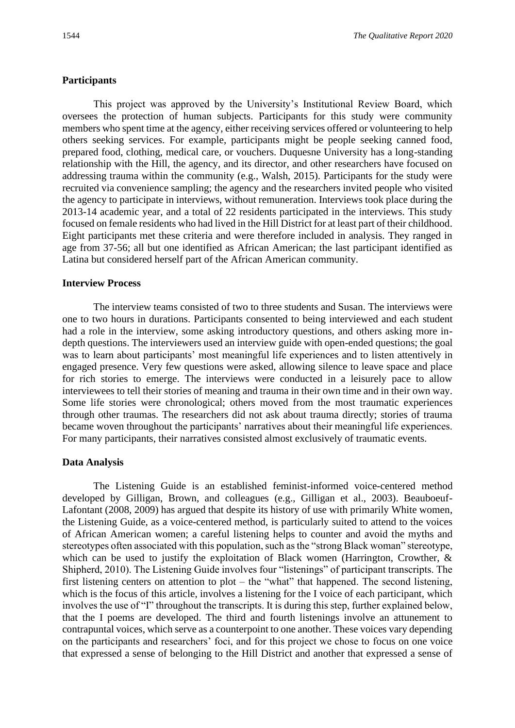### Participants

This project was approved by the University's Institutional Review Board, which oversees the protection of human subjects. Participants for this study were community members who spent time at the agency, either receiving services offered or volunteering to help others seeking services. For example, participants might be people seeking canned food, prepared food, clothing, medical care, or vouchers. Duquesne University has a long-standing relationship with the Hill, the agency, and its director, and other researchers have focused on addressing trauma within the community (e.g., Walsh, 2015). Participants for the study were recruited via convenience sampling; the agency and the researchers invited people who visited the agency to participate in interviews, without remuneration. Interviews took place during the 2013-14 academic year, and a total of 22 residents participated in the interviews. This study focused on female residents who had lived in the Hill District for at least part of their childhood. Eight participants met these criteria and were therefore included in analysis. They ranged in age from 37-56; all but one identified as African American; the last participant identified as Latina but considered herself part of the African American community.

### Interview Process

The interview teams consisted of two to three students and Susan. The interviews were one to two hours in durations. Participants consented to being interviewed and each student had a role in the interview, some asking introductory questions, and others asking more in-depth questions. The interviewers used an interview guide with open-ended questions; the goal was to learn about participants' most meaningful life experiences and to listen attentively in engaged presence. Very few questions were asked, allowing silence to leave space and place for rich stories to emerge. The interviews were conducted in a leisurely pace to allow interviewees to tell their stories of meaning and trauma in their own time and in their own way. Some life stories were chronological; others moved from the most traumatic experiences through other traumas. The researchers did not ask about trauma directly; stories of trauma became woven throughout the participants' narratives about their meaningful life experiences. For many participants, their narratives consisted almost exclusively of traumatic events.

### Data Analysis

The Listening Guide is an established feminist-informed voice-centered method developed by Gilligan, Brown, and colleagues (e.g., Gilligan et al., 2003). Beauboeuf-Lafontant (2008, 2009) has argued that despite its history of use with primarily White women, the Listening Guide, as a voice-centered method, is particularly suited to attend to the voices of African American women; a careful listening helps to counter and avoid the myths and stereotypes often associated with this population, such as the "strong Black woman" stereotype, which can be used to justify the exploitation of Black women (Harrington, Crowther, & Shipherd, 2010). The Listening Guide involves four "listenings" of participant transcripts. The first listening centers on attention to plot – the "what" that happened. The second listening, which is the focus of this article, involves a listening for the I voice of each participant, which involves the use of "I" throughout the transcripts. It is during this step, further explained below, that the I poems are developed. The third and fourth listenings involve an attunement to contrapuntal voices, which serve as a counterpoint to one another. These voices vary depending on the participants and researchers' foci, and for this project we chose to focus on one voice that expressed a sense of belonging to the Hill District and another that expressed a sense of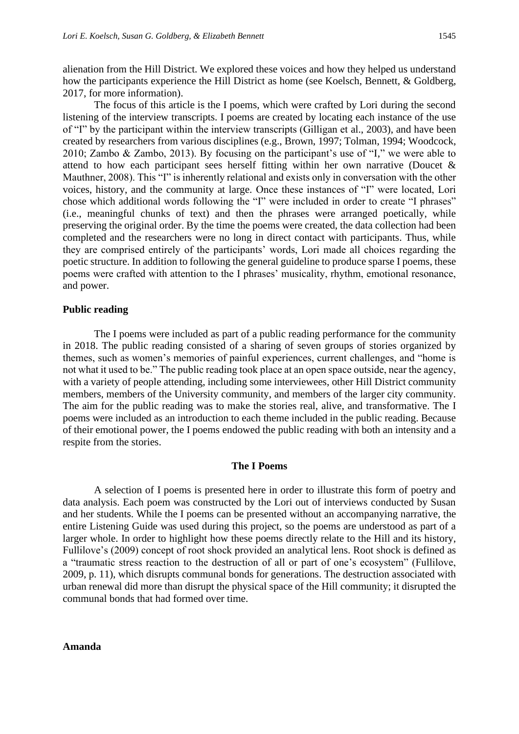alienation from the Hill District. We explored these voices and how they helped us understand how the participants experience the Hill District as home (see Koelsch, Bennett, & Goldberg, 2017, for more information).

The focus of this article is the I poems, which were crafted by Lori during the second listening of the interview transcripts. I poems are created by locating each instance of the use of "I" by the participant within the interview transcripts (Gilligan et al., 2003), and have been created by researchers from various disciplines (e.g., Brown, 1997; Tolman, 1994; Woodcock, 2010; Zambo & Zambo, 2013). By focusing on the participant's use of "I," we were able to attend to how each participant sees herself fitting within her own narrative (Doucet & Mauthner, 2008). This "I" is inherently relational and exists only in conversation with the other voices, history, and the community at large. Once these instances of "I" were located, Lori chose which additional words following the "I" were included in order to create "I phrases" (i.e., meaningful chunks of text) and then the phrases were arranged poetically, while preserving the original order. By the time the poems were created, the data collection had been completed and the researchers were no long in direct contact with participants. Thus, while they are comprised entirely of the participants' words, Lori made all choices regarding the poetic structure. In addition to following the general guideline to produce sparse I poems, these poems were crafted with attention to the I phrases' musicality, rhythm, emotional resonance, and power.

**Public reading**

The I poems were included as part of a public reading performance for the community in 2018. The public reading consisted of a sharing of seven groups of stories organized by themes, such as women's memories of painful experiences, current challenges, and "home is not what it used to be." The public reading took place at an open space outside, near the agency, with a variety of people attending, including some interviewees, other Hill District community members, members of the University community, and members of the larger city community. The aim for the public reading was to make the stories real, alive, and transformative. The I poems were included as an introduction to each theme included in the public reading. Because of their emotional power, the I poems endowed the public reading with both an intensity and a respite from the stories.

## The I Poems

A selection of I poems is presented here in order to illustrate this form of poetry and data analysis. Each poem was constructed by the Lori out of interviews conducted by Susan and her students. While the I poems can be presented without an accompanying narrative, the entire Listening Guide was used during this project, so the poems are understood as part of a larger whole. In order to highlight how these poems directly relate to the Hill and its history, Fullilove's (2009) concept of root shock provided an analytical lens. Root shock is defined as a "traumatic stress reaction to the destruction of all or part of one's ecosystem" (Fullilove, 2009, p. 11), which disrupts communal bonds for generations. The destruction associated with urban renewal did more than disrupt the physical space of the Hill community; it disrupted the communal bonds that had formed over time.

**Amanda**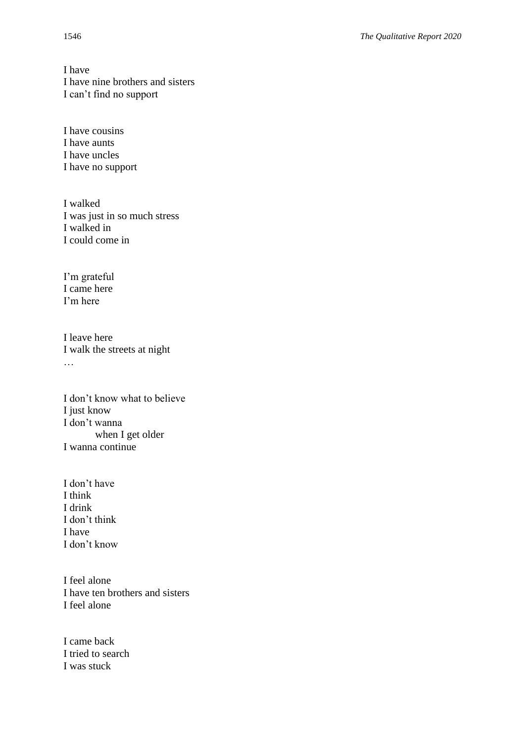I have  
I have nine brothers and sisters  
I can't find no support

I have cousins  
I have aunts  
I have uncles  
I have no support

I walked  
I was just in so much stress  
I walked in  
I could come in

I'm grateful  
I came here  
I'm here

I leave here  
I walk the streets at night  
…

I don't know what to believe  
I just know  
I don't wanna  
&nbsp;&nbsp;&nbsp;&nbsp;&nbsp;&nbsp;&nbsp;&nbsp;when I get older  
I wanna continue

I don't have  
I think  
I drink  
I don't think  
I have  
I don't know

I feel alone  
I have ten brothers and sisters  
I feel alone

I came back  
I tried to search  
I was stuck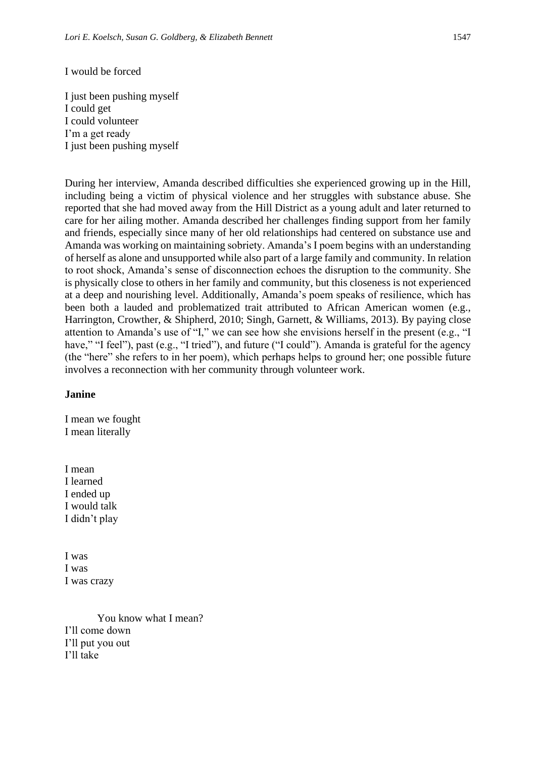I would be forced

I just been pushing myself
I could get
I could volunteer
I'm a get ready
I just been pushing myself

During her interview, Amanda described difficulties she experienced growing up in the Hill, including being a victim of physical violence and her struggles with substance abuse. She reported that she had moved away from the Hill District as a young adult and later returned to care for her ailing mother. Amanda described her challenges finding support from her family and friends, especially since many of her old relationships had centered on substance use and Amanda was working on maintaining sobriety. Amanda's I poem begins with an understanding of herself as alone and unsupported while also part of a large family and community. In relation to root shock, Amanda's sense of disconnection echoes the disruption to the community. She is physically close to others in her family and community, but this closeness is not experienced at a deep and nourishing level. Additionally, Amanda's poem speaks of resilience, which has been both a lauded and problematized trait attributed to African American women (e.g., Harrington, Crowther, & Shipherd, 2010; Singh, Garnett, & Williams, 2013). By paying close attention to Amanda's use of "I," we can see how she envisions herself in the present (e.g., "I have," "I feel"), past (e.g., "I tried"), and future ("I could"). Amanda is grateful for the agency (the "here" she refers to in her poem), which perhaps helps to ground her; one possible future involves a reconnection with her community through volunteer work.

**Janine**

I mean we fought
I mean literally

I mean
I learned
I ended up
I would talk
I didn't play

I was
I was
I was crazy

You know what I mean?
I'll come down
I'll put you out
I'll take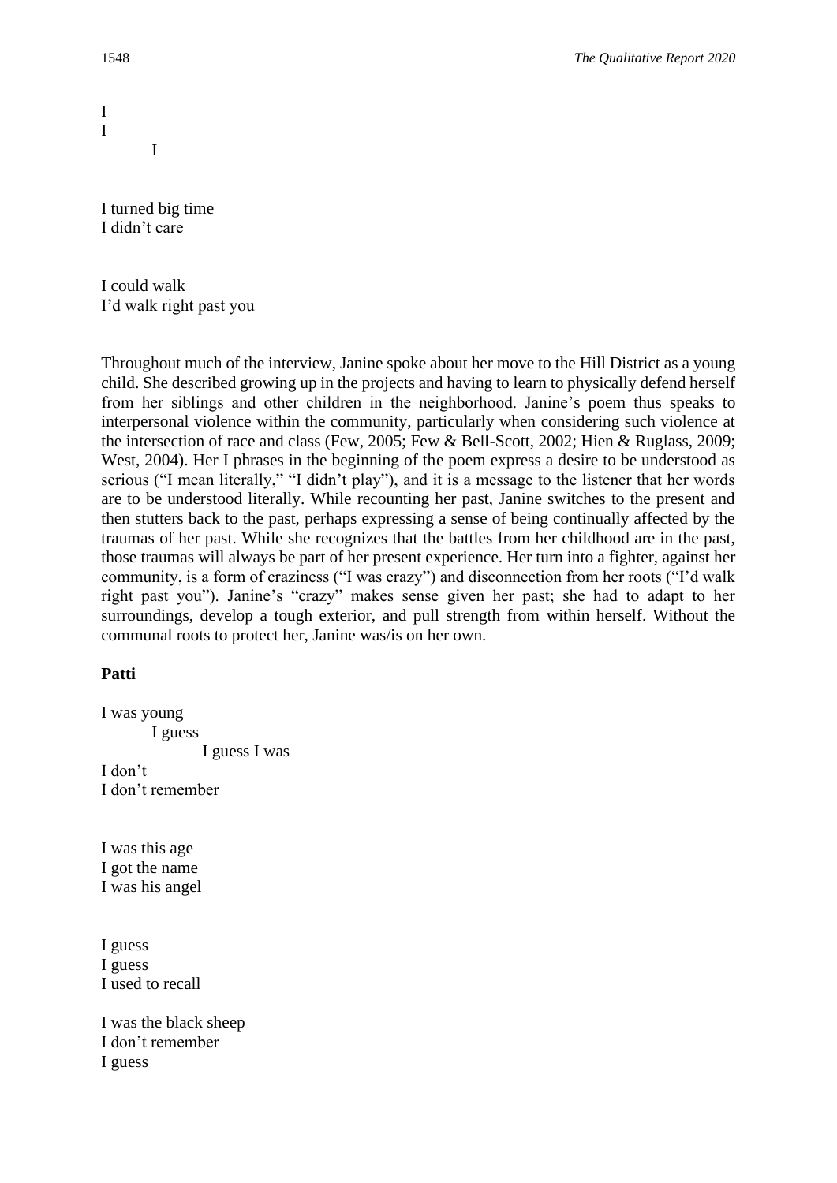I  
I  
&nbsp;&nbsp;&nbsp;&nbsp;&nbsp;&nbsp;&nbsp;&nbsp;I

I turned big time  
I didn't care

I could walk  
I'd walk right past you

Throughout much of the interview, Janine spoke about her move to the Hill District as a young child. She described growing up in the projects and having to learn to physically defend herself from her siblings and other children in the neighborhood. Janine's poem thus speaks to interpersonal violence within the community, particularly when considering such violence at the intersection of race and class (Few, 2005; Few & Bell-Scott, 2002; Hien & Ruglass, 2009; West, 2004). Her I phrases in the beginning of the poem express a desire to be understood as serious ("I mean literally," "I didn't play"), and it is a message to the listener that her words are to be understood literally. While recounting her past, Janine switches to the present and then stutters back to the past, perhaps expressing a sense of being continually affected by the traumas of her past. While she recognizes that the battles from her childhood are in the past, those traumas will always be part of her present experience. Her turn into a fighter, against her community, is a form of craziness ("I was crazy") and disconnection from her roots ("I'd walk right past you"). Janine's "crazy" makes sense given her past; she had to adapt to her surroundings, develop a tough exterior, and pull strength from within herself. Without the communal roots to protect her, Janine was/is on her own.

**Patti**

I was young  
&nbsp;&nbsp;&nbsp;&nbsp;&nbsp;&nbsp;&nbsp;&nbsp;I guess  
&nbsp;&nbsp;&nbsp;&nbsp;&nbsp;&nbsp;&nbsp;&nbsp;&nbsp;&nbsp;&nbsp;&nbsp;&nbsp;&nbsp;&nbsp;&nbsp;I guess I was  
I don't  
I don't remember

I was this age  
I got the name  
I was his angel

I guess  
I guess  
I used to recall

I was the black sheep  
I don't remember  
I guess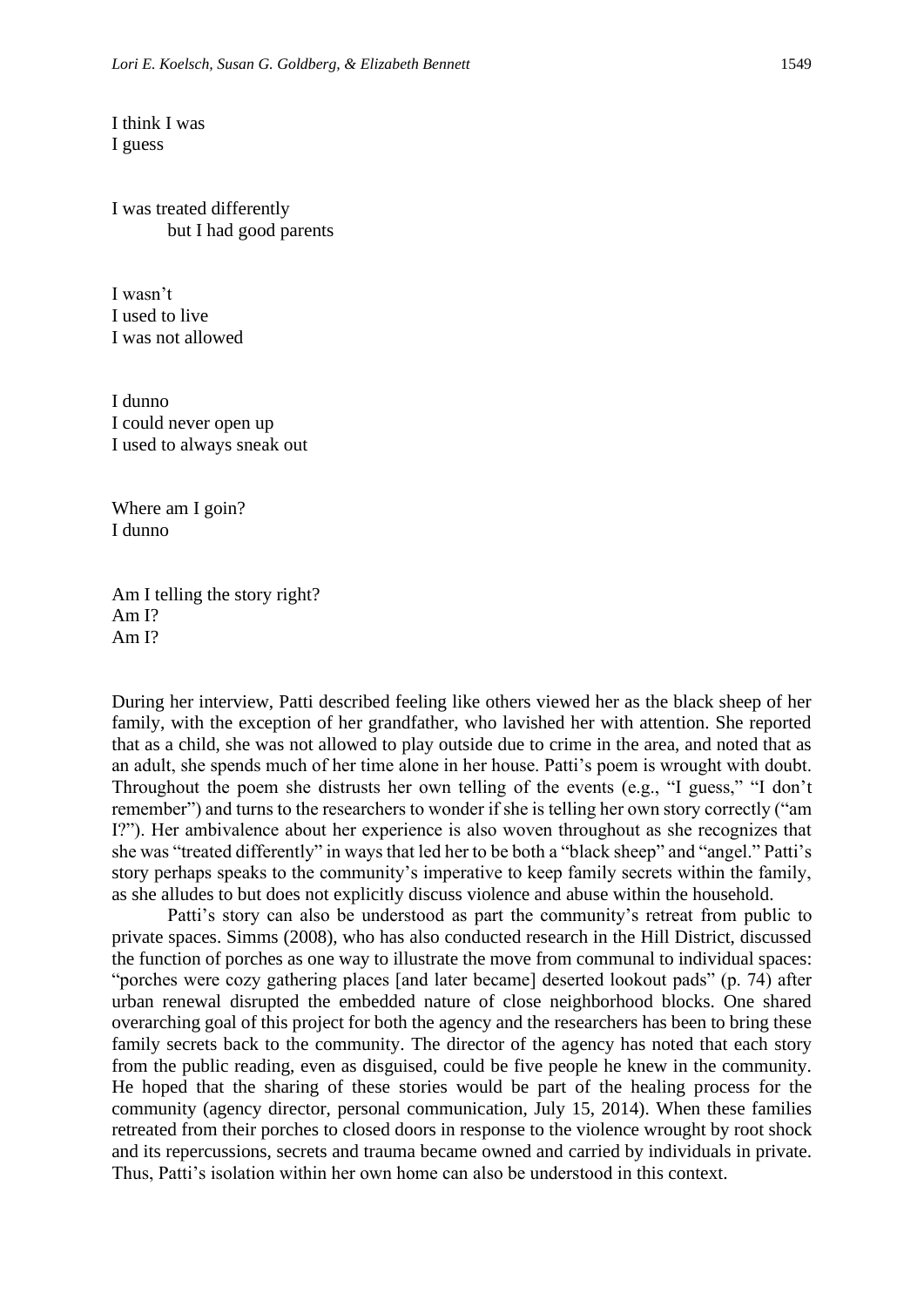I think I was
I guess

I was treated differently
        but I had good parents

I wasn't
I used to live
I was not allowed

I dunno
I could never open up
I used to always sneak out

Where am I goin?
I dunno

Am I telling the story right?
Am I?
Am I?

During her interview, Patti described feeling like others viewed her as the black sheep of her family, with the exception of her grandfather, who lavished her with attention. She reported that as a child, she was not allowed to play outside due to crime in the area, and noted that as an adult, she spends much of her time alone in her house. Patti's poem is wrought with doubt. Throughout the poem she distrusts her own telling of the events (e.g., "I guess," "I don't remember") and turns to the researchers to wonder if she is telling her own story correctly ("am I?"). Her ambivalence about her experience is also woven throughout as she recognizes that she was "treated differently" in ways that led her to be both a "black sheep" and "angel." Patti's story perhaps speaks to the community's imperative to keep family secrets within the family, as she alludes to but does not explicitly discuss violence and abuse within the household.

Patti's story can also be understood as part the community's retreat from public to private spaces. Simms (2008), who has also conducted research in the Hill District, discussed the function of porches as one way to illustrate the move from communal to individual spaces: "porches were cozy gathering places [and later became] deserted lookout pads" (p. 74) after urban renewal disrupted the embedded nature of close neighborhood blocks. One shared overarching goal of this project for both the agency and the researchers has been to bring these family secrets back to the community. The director of the agency has noted that each story from the public reading, even as disguised, could be five people he knew in the community. He hoped that the sharing of these stories would be part of the healing process for the community (agency director, personal communication, July 15, 2014). When these families retreated from their porches to closed doors in response to the violence wrought by root shock and its repercussions, secrets and trauma became owned and carried by individuals in private. Thus, Patti's isolation within her own home can also be understood in this context.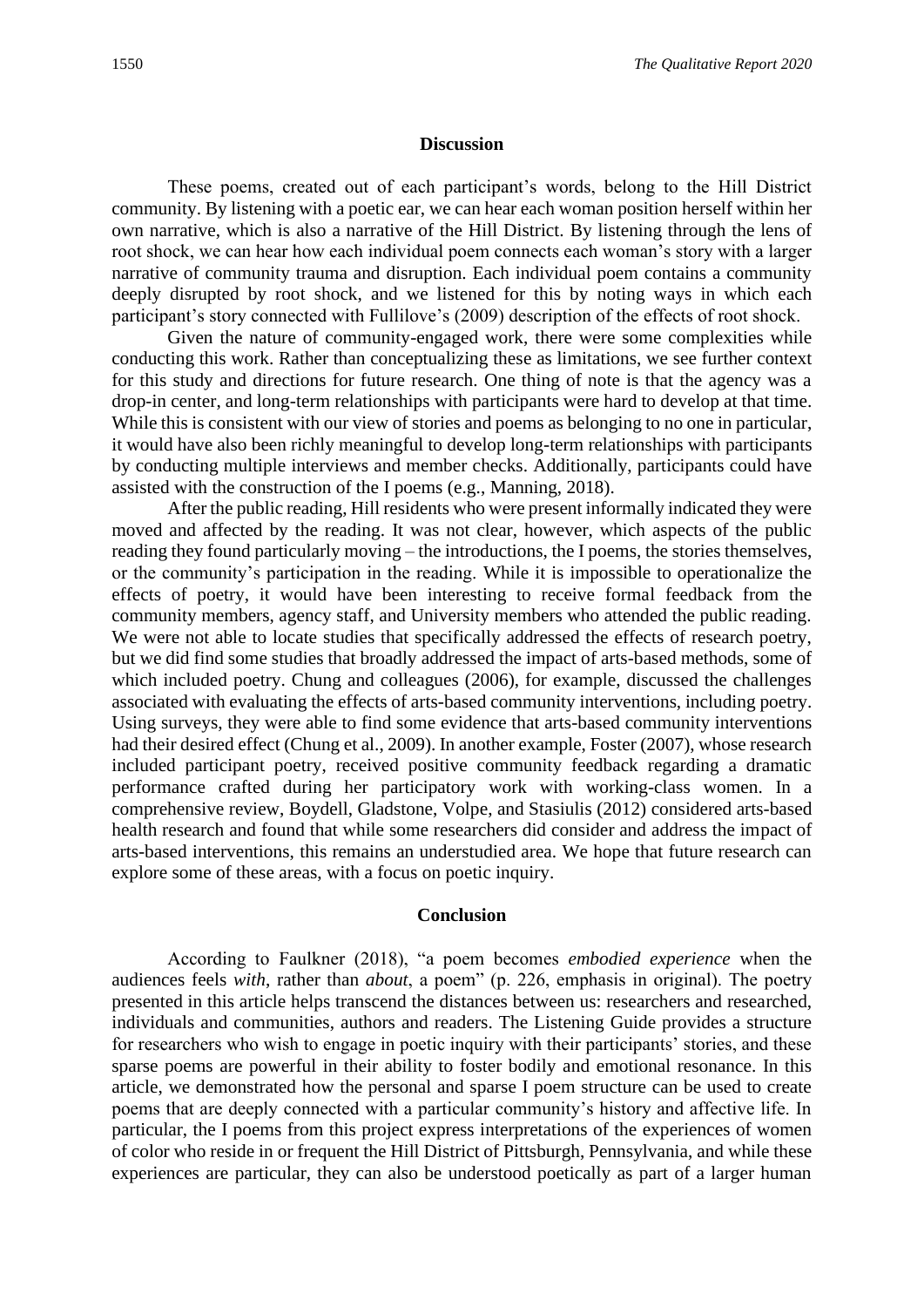## Discussion

These poems, created out of each participant's words, belong to the Hill District community. By listening with a poetic ear, we can hear each woman position herself within her own narrative, which is also a narrative of the Hill District. By listening through the lens of root shock, we can hear how each individual poem connects each woman's story with a larger narrative of community trauma and disruption. Each individual poem contains a community deeply disrupted by root shock, and we listened for this by noting ways in which each participant's story connected with Fullilove's (2009) description of the effects of root shock.

Given the nature of community-engaged work, there were some complexities while conducting this work. Rather than conceptualizing these as limitations, we see further context for this study and directions for future research. One thing of note is that the agency was a drop-in center, and long-term relationships with participants were hard to develop at that time. While this is consistent with our view of stories and poems as belonging to no one in particular, it would have also been richly meaningful to develop long-term relationships with participants by conducting multiple interviews and member checks. Additionally, participants could have assisted with the construction of the I poems (e.g., Manning, 2018).

After the public reading, Hill residents who were present informally indicated they were moved and affected by the reading. It was not clear, however, which aspects of the public reading they found particularly moving – the introductions, the I poems, the stories themselves, or the community's participation in the reading. While it is impossible to operationalize the effects of poetry, it would have been interesting to receive formal feedback from the community members, agency staff, and University members who attended the public reading. We were not able to locate studies that specifically addressed the effects of research poetry, but we did find some studies that broadly addressed the impact of arts-based methods, some of which included poetry. Chung and colleagues (2006), for example, discussed the challenges associated with evaluating the effects of arts-based community interventions, including poetry. Using surveys, they were able to find some evidence that arts-based community interventions had their desired effect (Chung et al., 2009). In another example, Foster (2007), whose research included participant poetry, received positive community feedback regarding a dramatic performance crafted during her participatory work with working-class women. In a comprehensive review, Boydell, Gladstone, Volpe, and Stasiulis (2012) considered arts-based health research and found that while some researchers did consider and address the impact of arts-based interventions, this remains an understudied area. We hope that future research can explore some of these areas, with a focus on poetic inquiry.

## Conclusion

According to Faulkner (2018), "a poem becomes *embodied experience* when the audiences feels *with*, rather than *about*, a poem" (p. 226, emphasis in original). The poetry presented in this article helps transcend the distances between us: researchers and researched, individuals and communities, authors and readers. The Listening Guide provides a structure for researchers who wish to engage in poetic inquiry with their participants' stories, and these sparse poems are powerful in their ability to foster bodily and emotional resonance. In this article, we demonstrated how the personal and sparse I poem structure can be used to create poems that are deeply connected with a particular community's history and affective life. In particular, the I poems from this project express interpretations of the experiences of women of color who reside in or frequent the Hill District of Pittsburgh, Pennsylvania, and while these experiences are particular, they can also be understood poetically as part of a larger human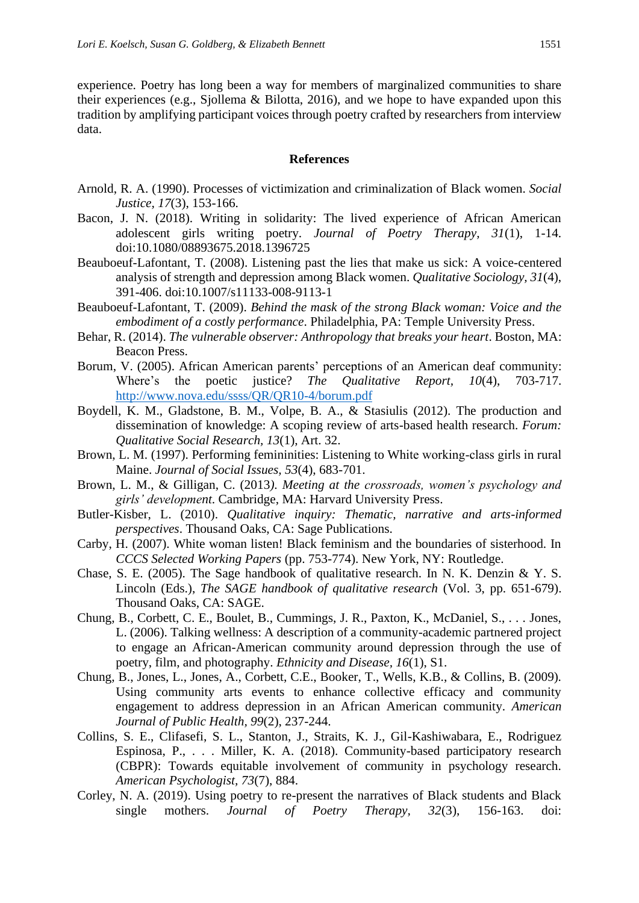experience. Poetry has long been a way for members of marginalized communities to share their experiences (e.g., Sjollema & Bilotta, 2016), and we hope to have expanded upon this tradition by amplifying participant voices through poetry crafted by researchers from interview data.

## References

Arnold, R. A. (1990). Processes of victimization and criminalization of Black women. *Social Justice, 17*(3), 153-166.

Bacon, J. N. (2018). Writing in solidarity: The lived experience of African American adolescent girls writing poetry. *Journal of Poetry Therapy, 31*(1), 1-14. doi:10.1080/08893675.2018.1396725

Beauboeuf-Lafontant, T. (2008). Listening past the lies that make us sick: A voice-centered analysis of strength and depression among Black women. *Qualitative Sociology, 31*(4), 391-406. doi:10.1007/s11133-008-9113-1

Beauboeuf-Lafontant, T. (2009). *Behind the mask of the strong Black woman: Voice and the embodiment of a costly performance*. Philadelphia, PA: Temple University Press.

Behar, R. (2014). *The vulnerable observer: Anthropology that breaks your heart*. Boston, MA: Beacon Press.

Borum, V. (2005). African American parents' perceptions of an American deaf community: Where's the poetic justice? *The Qualitative Report, 10*(4), 703-717. http://www.nova.edu/ssss/QR/QR10-4/borum.pdf

Boydell, K. M., Gladstone, B. M., Volpe, B. A., & Stasiulis (2012). The production and dissemination of knowledge: A scoping review of arts-based health research. *Forum: Qualitative Social Research, 13*(1), Art. 32.

Brown, L. M. (1997). Performing femininities: Listening to White working-class girls in rural Maine. *Journal of Social Issues, 53*(4), 683-701.

Brown, L. M., & Gilligan, C. (2013). *Meeting at the crossroads, women's psychology and girls' development*. Cambridge, MA: Harvard University Press.

Butler-Kisber, L. (2010). *Qualitative inquiry: Thematic, narrative and arts-informed perspectives*. Thousand Oaks, CA: Sage Publications.

Carby, H. (2007). White woman listen! Black feminism and the boundaries of sisterhood. In *CCCS Selected Working Papers* (pp. 753-774). New York, NY: Routledge.

Chase, S. E. (2005). The Sage handbook of qualitative research. In N. K. Denzin & Y. S. Lincoln (Eds.), *The SAGE handbook of qualitative research* (Vol. 3, pp. 651-679). Thousand Oaks, CA: SAGE.

Chung, B., Corbett, C. E., Boulet, B., Cummings, J. R., Paxton, K., McDaniel, S., . . . Jones, L. (2006). Talking wellness: A description of a community-academic partnered project to engage an African-American community around depression through the use of poetry, film, and photography. *Ethnicity and Disease, 16*(1), S1.

Chung, B., Jones, L., Jones, A., Corbett, C.E., Booker, T., Wells, K.B., & Collins, B. (2009). Using community arts events to enhance collective efficacy and community engagement to address depression in an African American community. *American Journal of Public Health, 99*(2), 237-244.

Collins, S. E., Clifasefi, S. L., Stanton, J., Straits, K. J., Gil-Kashiwabara, E., Rodriguez Espinosa, P., . . . Miller, K. A. (2018). Community-based participatory research (CBPR): Towards equitable involvement of community in psychology research. *American Psychologist, 73*(7), 884.

Corley, N. A. (2019). Using poetry to re-present the narratives of Black students and Black single mothers. *Journal of Poetry Therapy, 32*(3), 156-163. doi: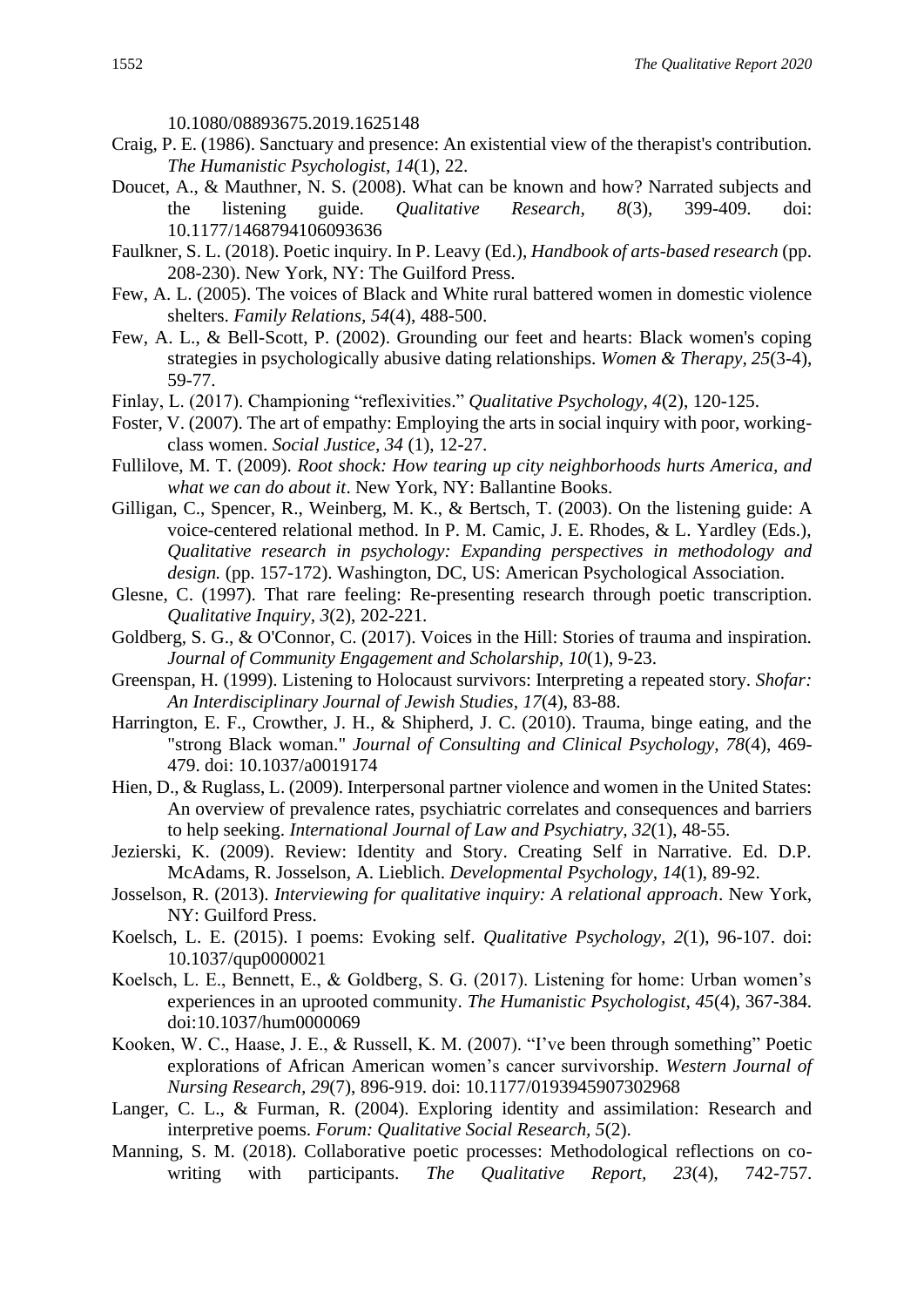10.1080/08893675.2019.1625148

Craig, P. E. (1986). Sanctuary and presence: An existential view of the therapist's contribution. *The Humanistic Psychologist, 14*(1), 22.

Doucet, A., & Mauthner, N. S. (2008). What can be known and how? Narrated subjects and the listening guide. *Qualitative Research, 8*(3), 399-409. doi: 10.1177/1468794106093636

Faulkner, S. L. (2018). Poetic inquiry. In P. Leavy (Ed.), *Handbook of arts-based research* (pp. 208-230). New York, NY: The Guilford Press.

Few, A. L. (2005). The voices of Black and White rural battered women in domestic violence shelters. *Family Relations, 54*(4), 488-500.

Few, A. L., & Bell-Scott, P. (2002). Grounding our feet and hearts: Black women's coping strategies in psychologically abusive dating relationships. *Women & Therapy, 25*(3-4), 59-77.

Finlay, L. (2017). Championing "reflexivities." *Qualitative Psychology, 4*(2), 120-125.

Foster, V. (2007). The art of empathy: Employing the arts in social inquiry with poor, working-class women. *Social Justice, 34* (1), 12-27.

Fullilove, M. T. (2009). *Root shock: How tearing up city neighborhoods hurts America, and what we can do about it*. New York, NY: Ballantine Books.

Gilligan, C., Spencer, R., Weinberg, M. K., & Bertsch, T. (2003). On the listening guide: A voice-centered relational method. In P. M. Camic, J. E. Rhodes, & L. Yardley (Eds.), *Qualitative research in psychology: Expanding perspectives in methodology and design.* (pp. 157-172). Washington, DC, US: American Psychological Association.

Glesne, C. (1997). That rare feeling: Re-presenting research through poetic transcription. *Qualitative Inquiry, 3*(2), 202-221.

Goldberg, S. G., & O'Connor, C. (2017). Voices in the Hill: Stories of trauma and inspiration. *Journal of Community Engagement and Scholarship, 10*(1), 9-23.

Greenspan, H. (1999). Listening to Holocaust survivors: Interpreting a repeated story. *Shofar: An Interdisciplinary Journal of Jewish Studies, 17*(4), 83-88.

Harrington, E. F., Crowther, J. H., & Shipherd, J. C. (2010). Trauma, binge eating, and the "strong Black woman." *Journal of Consulting and Clinical Psychology, 78*(4), 469-479. doi: 10.1037/a0019174

Hien, D., & Ruglass, L. (2009). Interpersonal partner violence and women in the United States: An overview of prevalence rates, psychiatric correlates and consequences and barriers to help seeking. *International Journal of Law and Psychiatry, 32*(1), 48-55.

Jezierski, K. (2009). Review: Identity and Story. Creating Self in Narrative. Ed. D.P. McAdams, R. Josselson, A. Lieblich. *Developmental Psychology, 14*(1), 89-92.

Josselson, R. (2013). *Interviewing for qualitative inquiry: A relational approach*. New York, NY: Guilford Press.

Koelsch, L. E. (2015). I poems: Evoking self. *Qualitative Psychology, 2*(1), 96-107. doi: 10.1037/qup0000021

Koelsch, L. E., Bennett, E., & Goldberg, S. G. (2017). Listening for home: Urban women's experiences in an uprooted community. *The Humanistic Psychologist, 45*(4), 367-384. doi:10.1037/hum0000069

Kooken, W. C., Haase, J. E., & Russell, K. M. (2007). "I've been through something" Poetic explorations of African American women's cancer survivorship. *Western Journal of Nursing Research, 29*(7), 896-919. doi: 10.1177/0193945907302968

Langer, C. L., & Furman, R. (2004). Exploring identity and assimilation: Research and interpretive poems. *Forum: Qualitative Social Research, 5*(2).

Manning, S. M. (2018). Collaborative poetic processes: Methodological reflections on co-writing with participants. *The Qualitative Report, 23*(4), 742-757.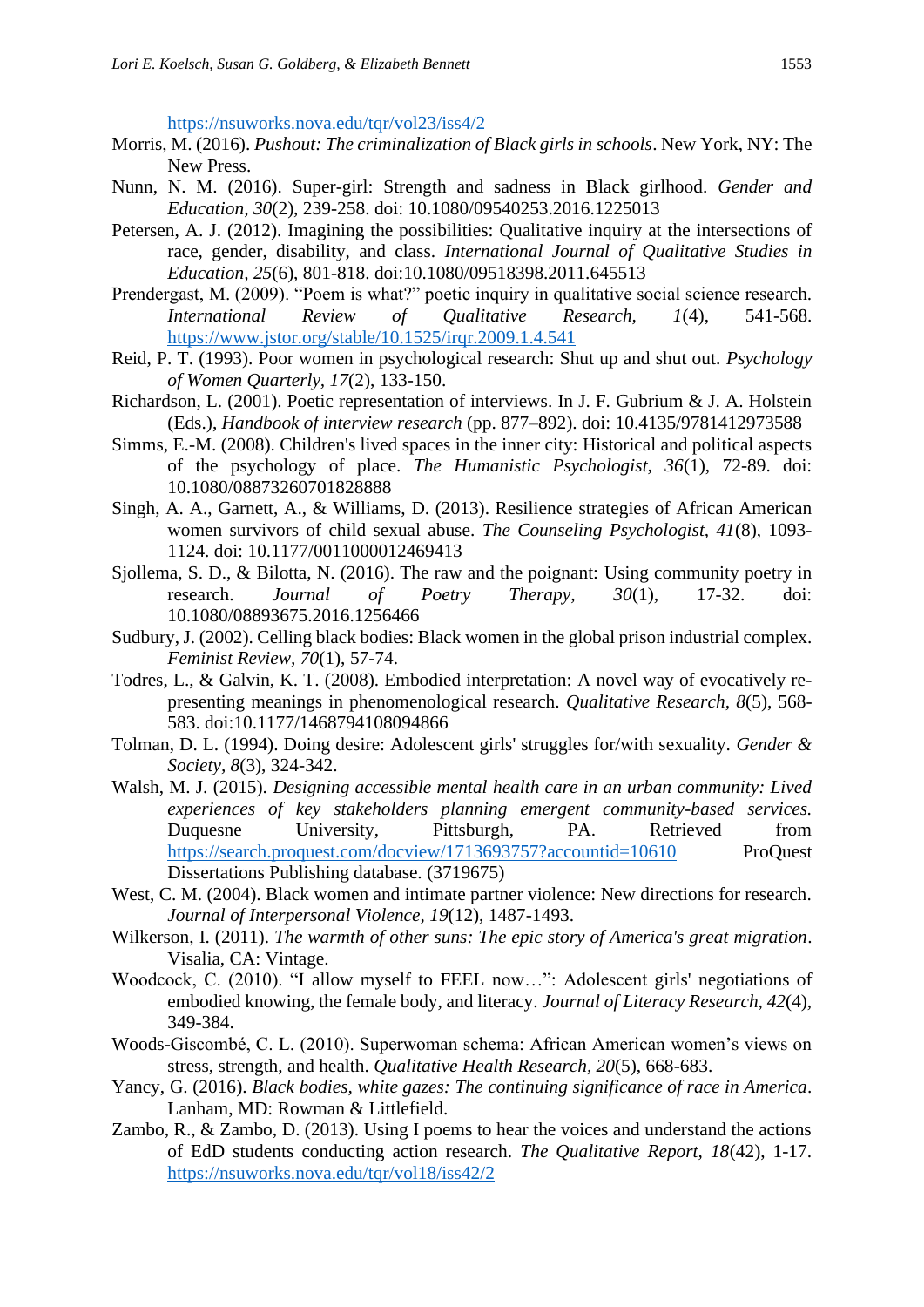https://nsuworks.nova.edu/tqr/vol23/iss4/2

Morris, M. (2016). *Pushout: The criminalization of Black girls in schools*. New York, NY: The New Press.

Nunn, N. M. (2016). Super-girl: Strength and sadness in Black girlhood. *Gender and Education, 30*(2), 239-258. doi: 10.1080/09540253.2016.1225013

Petersen, A. J. (2012). Imagining the possibilities: Qualitative inquiry at the intersections of race, gender, disability, and class. *International Journal of Qualitative Studies in Education, 25*(6), 801-818. doi:10.1080/09518398.2011.645513

Prendergast, M. (2009). "Poem is what?" poetic inquiry in qualitative social science research. *International Review of Qualitative Research, 1*(4), 541-568. https://www.jstor.org/stable/10.1525/irqr.2009.1.4.541

Reid, P. T. (1993). Poor women in psychological research: Shut up and shut out. *Psychology of Women Quarterly, 17*(2), 133-150.

Richardson, L. (2001). Poetic representation of interviews. In J. F. Gubrium & J. A. Holstein (Eds.), *Handbook of interview research* (pp. 877–892). doi: 10.4135/9781412973588

Simms, E.-M. (2008). Children's lived spaces in the inner city: Historical and political aspects of the psychology of place. *The Humanistic Psychologist, 36*(1), 72-89. doi: 10.1080/08873260701828888

Singh, A. A., Garnett, A., & Williams, D. (2013). Resilience strategies of African American women survivors of child sexual abuse. *The Counseling Psychologist, 41*(8), 1093-1124. doi: 10.1177/0011000012469413

Sjollema, S. D., & Bilotta, N. (2016). The raw and the poignant: Using community poetry in research. *Journal of Poetry Therapy, 30*(1), 17-32. doi: 10.1080/08893675.2016.1256466

Sudbury, J. (2002). Celling black bodies: Black women in the global prison industrial complex. *Feminist Review, 70*(1), 57-74.

Todres, L., & Galvin, K. T. (2008). Embodied interpretation: A novel way of evocatively re-presenting meanings in phenomenological research. *Qualitative Research, 8*(5), 568-583. doi:10.1177/1468794108094866

Tolman, D. L. (1994). Doing desire: Adolescent girls' struggles for/with sexuality. *Gender & Society, 8*(3), 324-342.

Walsh, M. J. (2015). *Designing accessible mental health care in an urban community: Lived experiences of key stakeholders planning emergent community-based services.* Duquesne University, Pittsburgh, PA. Retrieved from https://search.proquest.com/docview/1713693757?accountid=10610 ProQuest Dissertations Publishing database. (3719675)

West, C. M. (2004). Black women and intimate partner violence: New directions for research. *Journal of Interpersonal Violence, 19*(12), 1487-1493.

Wilkerson, I. (2011). *The warmth of other suns: The epic story of America's great migration*. Visalia, CA: Vintage.

Woodcock, C. (2010). "I allow myself to FEEL now…": Adolescent girls' negotiations of embodied knowing, the female body, and literacy. *Journal of Literacy Research, 42*(4), 349-384.

Woods-Giscombé, C. L. (2010). Superwoman schema: African American women's views on stress, strength, and health. *Qualitative Health Research, 20*(5), 668-683.

Yancy, G. (2016). *Black bodies, white gazes: The continuing significance of race in America*. Lanham, MD: Rowman & Littlefield.

Zambo, R., & Zambo, D. (2013). Using I poems to hear the voices and understand the actions of EdD students conducting action research. *The Qualitative Report, 18*(42), 1-17. https://nsuworks.nova.edu/tqr/vol18/iss42/2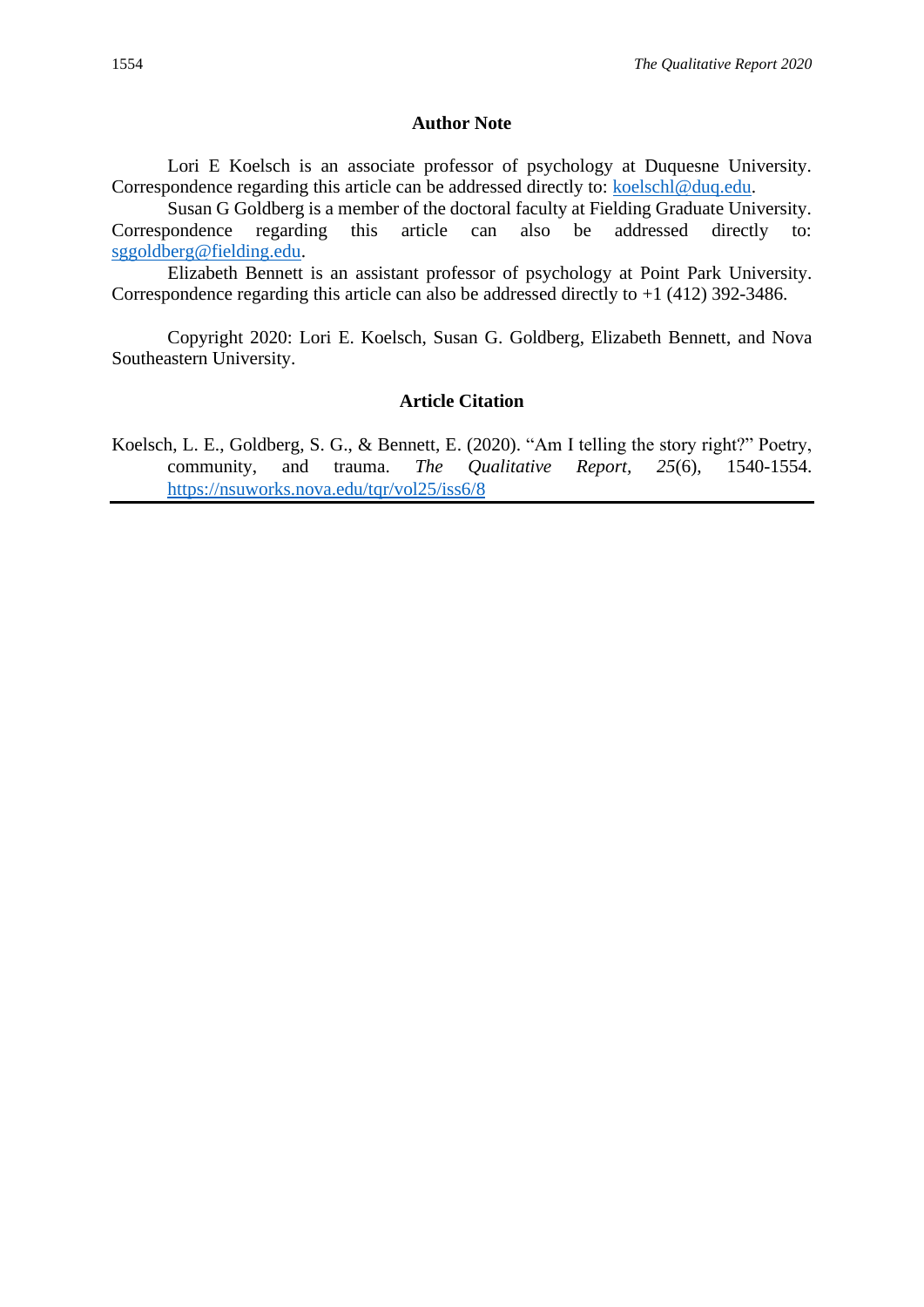## Author Note

Lori E Koelsch is an associate professor of psychology at Duquesne University. Correspondence regarding this article can be addressed directly to: koelschl@duq.edu.

Susan G Goldberg is a member of the doctoral faculty at Fielding Graduate University. Correspondence regarding this article can also be addressed directly to: sggoldberg@fielding.edu.

Elizabeth Bennett is an assistant professor of psychology at Point Park University. Correspondence regarding this article can also be addressed directly to +1 (412) 392-3486.

Copyright 2020: Lori E. Koelsch, Susan G. Goldberg, Elizabeth Bennett, and Nova Southeastern University.

## Article Citation

Koelsch, L. E., Goldberg, S. G., & Bennett, E. (2020). “Am I telling the story right?” Poetry, community, and trauma. *The Qualitative Report, 25*(6), 1540-1554. https://nsuworks.nova.edu/tqr/vol25/iss6/8